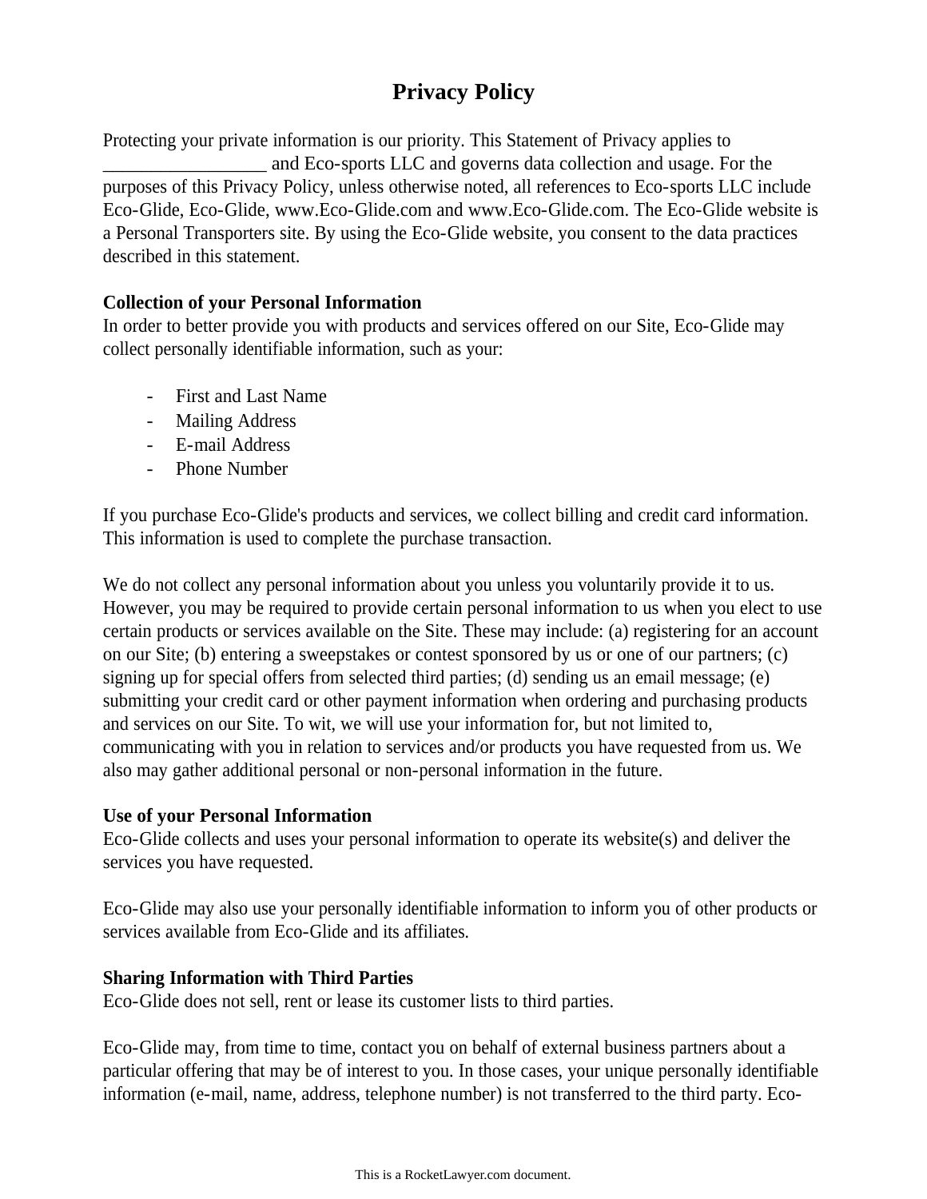# Privacy Policy

Protecting your private information is our priority. This Statement of Privacy applies to __________________ and Eco-sports LLC and governs data collection and usage. For the purposes of this Privacy Policy, unless otherwise noted, all references to Eco-sports LLC include Eco-Glide, Eco-Glide, www.Eco-Glide.com and www.Eco-Glide.com. The Eco-Glide website is a Personal Transporters site. By using the Eco-Glide website, you consent to the data practices described in this statement.

**Collection of your Personal Information**

In order to better provide you with products and services offered on our Site, Eco-Glide may collect personally identifiable information, such as your:

- First and Last Name
- Mailing Address
- E-mail Address
- Phone Number

If you purchase Eco-Glide's products and services, we collect billing and credit card information. This information is used to complete the purchase transaction.

We do not collect any personal information about you unless you voluntarily provide it to us. However, you may be required to provide certain personal information to us when you elect to use certain products or services available on the Site. These may include: (a) registering for an account on our Site; (b) entering a sweepstakes or contest sponsored by us or one of our partners; (c) signing up for special offers from selected third parties; (d) sending us an email message; (e) submitting your credit card or other payment information when ordering and purchasing products and services on our Site. To wit, we will use your information for, but not limited to, communicating with you in relation to services and/or products you have requested from us. We also may gather additional personal or non-personal information in the future.

**Use of your Personal Information**

Eco-Glide collects and uses your personal information to operate its website(s) and deliver the services you have requested.

Eco-Glide may also use your personally identifiable information to inform you of other products or services available from Eco-Glide and its affiliates.

**Sharing Information with Third Parties**

Eco-Glide does not sell, rent or lease its customer lists to third parties.

Eco-Glide may, from time to time, contact you on behalf of external business partners about a particular offering that may be of interest to you. In those cases, your unique personally identifiable information (e-mail, name, address, telephone number) is not transferred to the third party. Eco-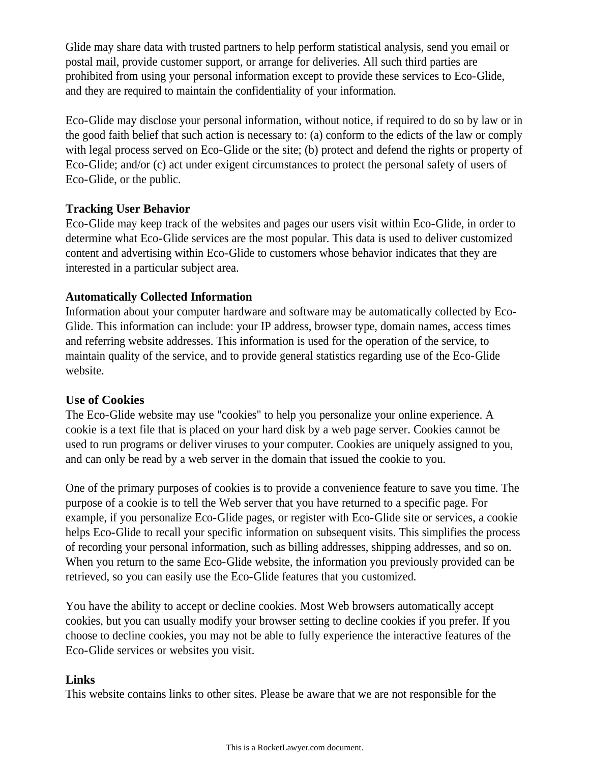Glide may share data with trusted partners to help perform statistical analysis, send you email or postal mail, provide customer support, or arrange for deliveries. All such third parties are prohibited from using your personal information except to provide these services to Eco-Glide, and they are required to maintain the confidentiality of your information.

Eco-Glide may disclose your personal information, without notice, if required to do so by law or in the good faith belief that such action is necessary to: (a) conform to the edicts of the law or comply with legal process served on Eco-Glide or the site; (b) protect and defend the rights or property of Eco-Glide; and/or (c) act under exigent circumstances to protect the personal safety of users of Eco-Glide, or the public.

**Tracking User Behavior**

Eco-Glide may keep track of the websites and pages our users visit within Eco-Glide, in order to determine what Eco-Glide services are the most popular. This data is used to deliver customized content and advertising within Eco-Glide to customers whose behavior indicates that they are interested in a particular subject area.

**Automatically Collected Information**

Information about your computer hardware and software may be automatically collected by Eco-Glide. This information can include: your IP address, browser type, domain names, access times and referring website addresses. This information is used for the operation of the service, to maintain quality of the service, and to provide general statistics regarding use of the Eco-Glide website.

**Use of Cookies**

The Eco-Glide website may use "cookies" to help you personalize your online experience. A cookie is a text file that is placed on your hard disk by a web page server. Cookies cannot be used to run programs or deliver viruses to your computer. Cookies are uniquely assigned to you, and can only be read by a web server in the domain that issued the cookie to you.

One of the primary purposes of cookies is to provide a convenience feature to save you time. The purpose of a cookie is to tell the Web server that you have returned to a specific page. For example, if you personalize Eco-Glide pages, or register with Eco-Glide site or services, a cookie helps Eco-Glide to recall your specific information on subsequent visits. This simplifies the process of recording your personal information, such as billing addresses, shipping addresses, and so on. When you return to the same Eco-Glide website, the information you previously provided can be retrieved, so you can easily use the Eco-Glide features that you customized.

You have the ability to accept or decline cookies. Most Web browsers automatically accept cookies, but you can usually modify your browser setting to decline cookies if you prefer. If you choose to decline cookies, you may not be able to fully experience the interactive features of the Eco-Glide services or websites you visit.

**Links**

This website contains links to other sites. Please be aware that we are not responsible for the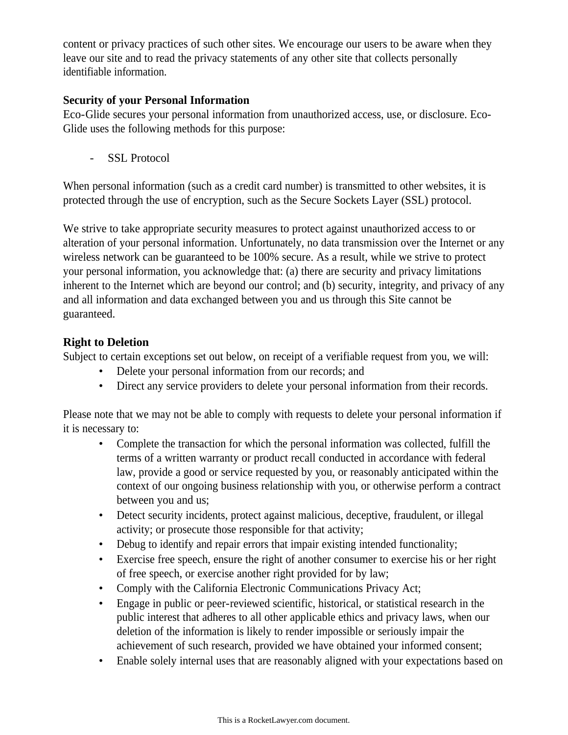content or privacy practices of such other sites. We encourage our users to be aware when they leave our site and to read the privacy statements of any other site that collects personally identifiable information.

**Security of your Personal Information**

Eco-Glide secures your personal information from unauthorized access, use, or disclosure. Eco-Glide uses the following methods for this purpose:

- SSL Protocol

When personal information (such as a credit card number) is transmitted to other websites, it is protected through the use of encryption, such as the Secure Sockets Layer (SSL) protocol.

We strive to take appropriate security measures to protect against unauthorized access to or alteration of your personal information. Unfortunately, no data transmission over the Internet or any wireless network can be guaranteed to be 100% secure. As a result, while we strive to protect your personal information, you acknowledge that: (a) there are security and privacy limitations inherent to the Internet which are beyond our control; and (b) security, integrity, and privacy of any and all information and data exchanged between you and us through this Site cannot be guaranteed.

**Right to Deletion**

Subject to certain exceptions set out below, on receipt of a verifiable request from you, we will:

- Delete your personal information from our records; and
- Direct any service providers to delete your personal information from their records.

Please note that we may not be able to comply with requests to delete your personal information if it is necessary to:

- Complete the transaction for which the personal information was collected, fulfill the terms of a written warranty or product recall conducted in accordance with federal law, provide a good or service requested by you, or reasonably anticipated within the context of our ongoing business relationship with you, or otherwise perform a contract between you and us;
- Detect security incidents, protect against malicious, deceptive, fraudulent, or illegal activity; or prosecute those responsible for that activity;
- Debug to identify and repair errors that impair existing intended functionality;
- Exercise free speech, ensure the right of another consumer to exercise his or her right of free speech, or exercise another right provided for by law;
- Comply with the California Electronic Communications Privacy Act;
- Engage in public or peer-reviewed scientific, historical, or statistical research in the public interest that adheres to all other applicable ethics and privacy laws, when our deletion of the information is likely to render impossible or seriously impair the achievement of such research, provided we have obtained your informed consent;
- Enable solely internal uses that are reasonably aligned with your expectations based on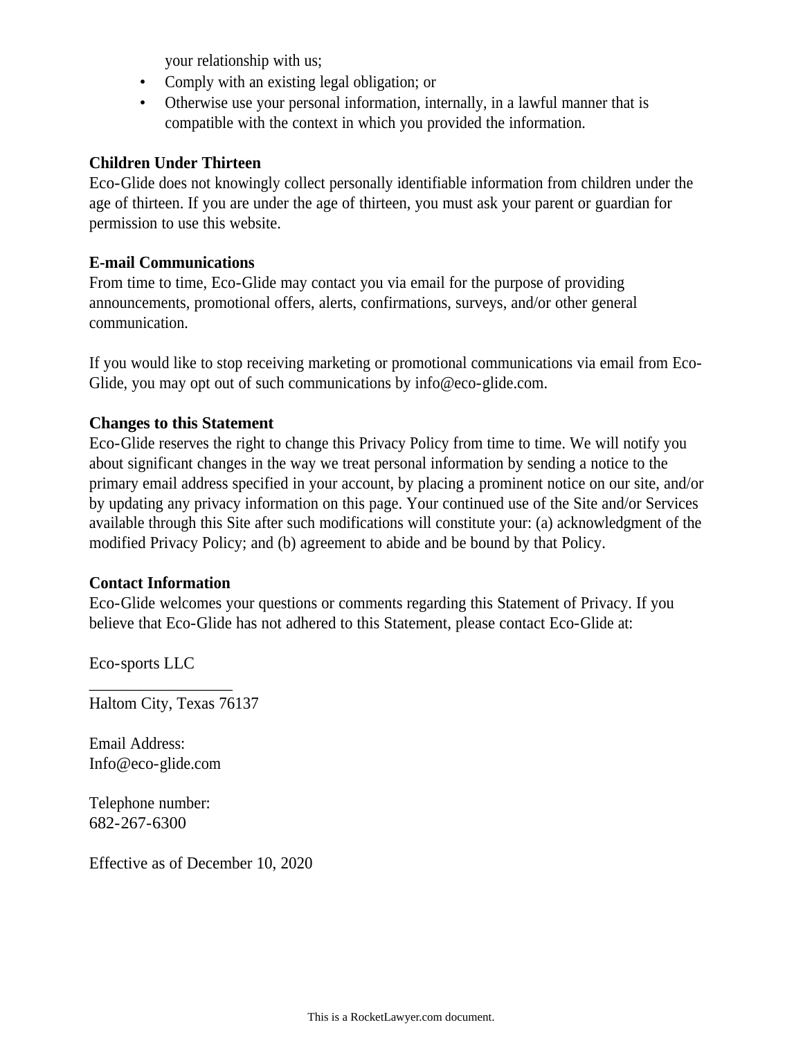your relationship with us;

- Comply with an existing legal obligation; or
- Otherwise use your personal information, internally, in a lawful manner that is compatible with the context in which you provided the information.

**Children Under Thirteen**

Eco-Glide does not knowingly collect personally identifiable information from children under the age of thirteen. If you are under the age of thirteen, you must ask your parent or guardian for permission to use this website.

**E-mail Communications**

From time to time, Eco-Glide may contact you via email for the purpose of providing announcements, promotional offers, alerts, confirmations, surveys, and/or other general communication.

If you would like to stop receiving marketing or promotional communications via email from Eco-Glide, you may opt out of such communications by info@eco-glide.com.

**Changes to this Statement**

Eco-Glide reserves the right to change this Privacy Policy from time to time. We will notify you about significant changes in the way we treat personal information by sending a notice to the primary email address specified in your account, by placing a prominent notice on our site, and/or by updating any privacy information on this page. Your continued use of the Site and/or Services available through this Site after such modifications will constitute your: (a) acknowledgment of the modified Privacy Policy; and (b) agreement to abide and be bound by that Policy.

**Contact Information**

Eco-Glide welcomes your questions or comments regarding this Statement of Privacy. If you believe that Eco-Glide has not adhered to this Statement, please contact Eco-Glide at:

Eco-sports LLC
_________________
Haltom City, Texas 76137

Email Address:
Info@eco-glide.com

Telephone number:
682-267-6300

Effective as of December 10, 2020

This is a RocketLawyer.com document.